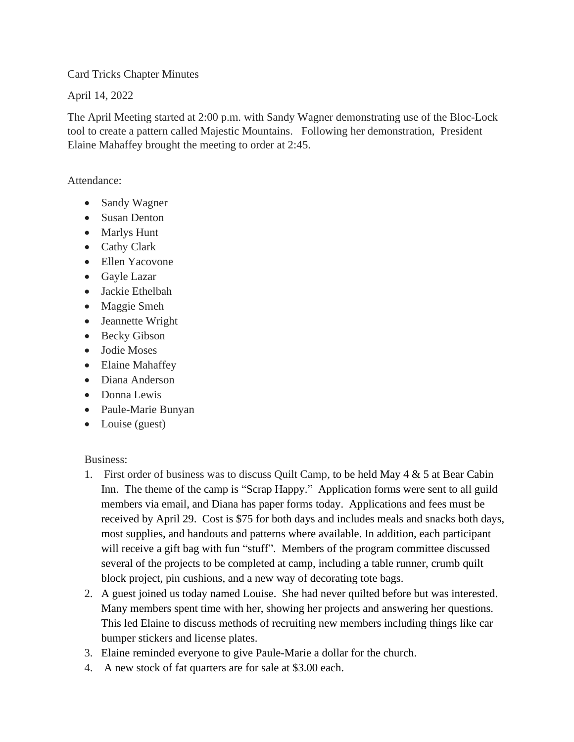Card Tricks Chapter Minutes

April 14, 2022

The April Meeting started at 2:00 p.m. with Sandy Wagner demonstrating use of the Bloc-Lock tool to create a pattern called Majestic Mountains. Following her demonstration, President Elaine Mahaffey brought the meeting to order at 2:45.

Attendance:

- Sandy Wagner
- Susan Denton
- Marlys Hunt
- Cathy Clark
- Ellen Yacovone
- Gayle Lazar
- Jackie Ethelbah
- Maggie Smeh
- Jeannette Wright
- Becky Gibson
- Jodie Moses
- Elaine Mahaffey
- Diana Anderson
- Donna Lewis
- Paule-Marie Bunyan
- Louise (guest)

Business:

1. First order of business was to discuss Quilt Camp, to be held May 4 & 5 at Bear Cabin Inn. The theme of the camp is "Scrap Happy." Application forms were sent to all guild members via email, and Diana has paper forms today. Applications and fees must be received by April 29. Cost is $75 for both days and includes meals and snacks both days, most supplies, and handouts and patterns where available. In addition, each participant will receive a gift bag with fun "stuff". Members of the program committee discussed several of the projects to be completed at camp, including a table runner, crumb quilt block project, pin cushions, and a new way of decorating tote bags.
2. A guest joined us today named Louise. She had never quilted before but was interested. Many members spent time with her, showing her projects and answering her questions. This led Elaine to discuss methods of recruiting new members including things like car bumper stickers and license plates.
3. Elaine reminded everyone to give Paule-Marie a dollar for the church.
4. A new stock of fat quarters are for sale at $3.00 each.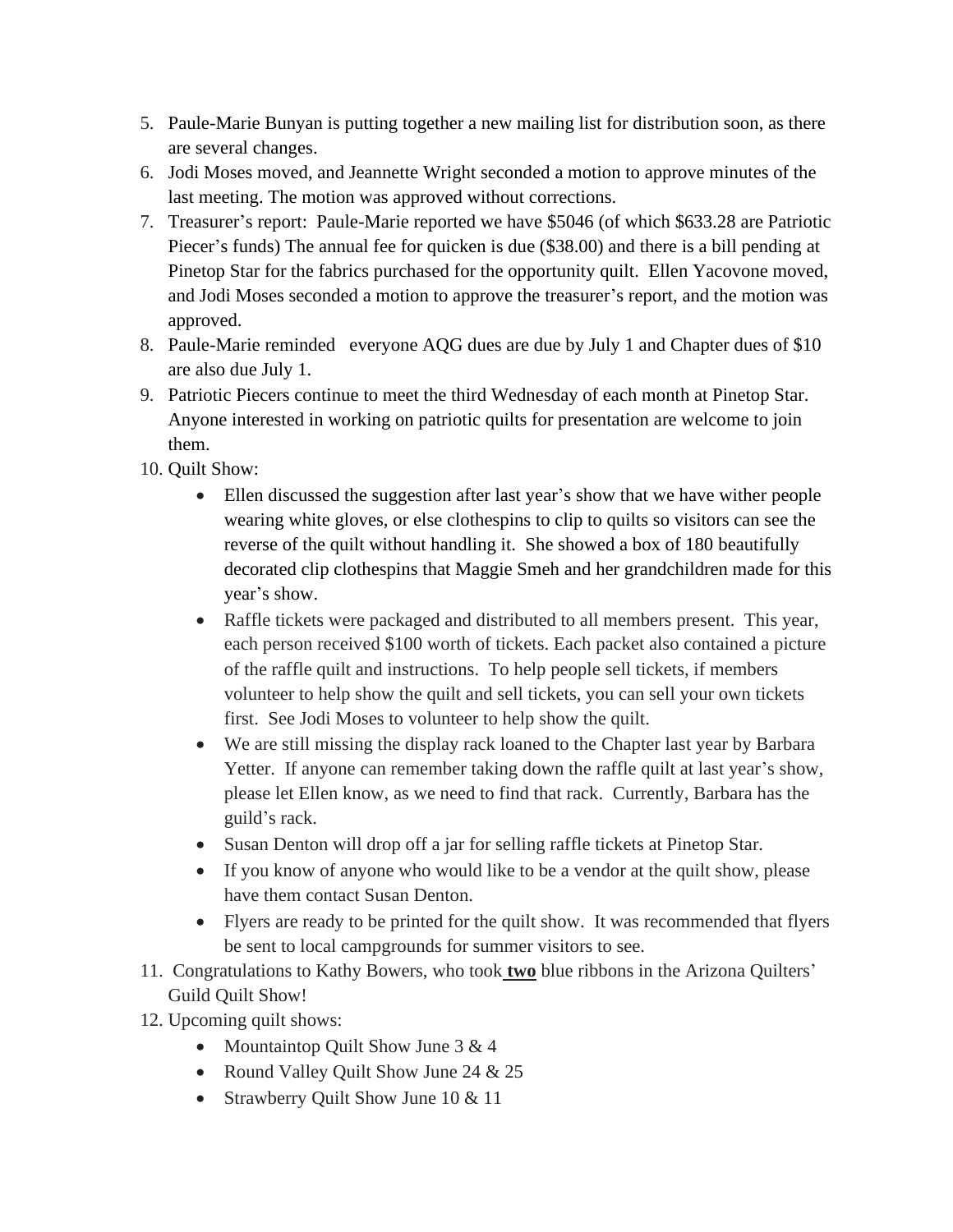5. Paule-Marie Bunyan is putting together a new mailing list for distribution soon, as there are several changes.
6. Jodi Moses moved, and Jeannette Wright seconded a motion to approve minutes of the last meeting. The motion was approved without corrections.
7. Treasurer's report: Paule-Marie reported we have $5046 (of which $633.28 are Patriotic Piecer's funds) The annual fee for quicken is due ($38.00) and there is a bill pending at Pinetop Star for the fabrics purchased for the opportunity quilt. Ellen Yacovone moved, and Jodi Moses seconded a motion to approve the treasurer's report, and the motion was approved.
8. Paule-Marie reminded everyone AQG dues are due by July 1 and Chapter dues of $10 are also due July 1.
9. Patriotic Piecers continue to meet the third Wednesday of each month at Pinetop Star. Anyone interested in working on patriotic quilts for presentation are welcome to join them.
10. Quilt Show:
    - Ellen discussed the suggestion after last year's show that we have wither people wearing white gloves, or else clothespins to clip to quilts so visitors can see the reverse of the quilt without handling it. She showed a box of 180 beautifully decorated clip clothespins that Maggie Smeh and her grandchildren made for this year's show.
    - Raffle tickets were packaged and distributed to all members present. This year, each person received $100 worth of tickets. Each packet also contained a picture of the raffle quilt and instructions. To help people sell tickets, if members volunteer to help show the quilt and sell tickets, you can sell your own tickets first. See Jodi Moses to volunteer to help show the quilt.
    - We are still missing the display rack loaned to the Chapter last year by Barbara Yetter. If anyone can remember taking down the raffle quilt at last year's show, please let Ellen know, as we need to find that rack. Currently, Barbara has the guild's rack.
    - Susan Denton will drop off a jar for selling raffle tickets at Pinetop Star.
    - If you know of anyone who would like to be a vendor at the quilt show, please have them contact Susan Denton.
    - Flyers are ready to be printed for the quilt show. It was recommended that flyers be sent to local campgrounds for summer visitors to see.
11. Congratulations to Kathy Bowers, who took **two** blue ribbons in the Arizona Quilters' Guild Quilt Show!
12. Upcoming quilt shows:
    - Mountaintop Quilt Show June 3 & 4
    - Round Valley Quilt Show June 24 & 25
    - Strawberry Quilt Show June 10 & 11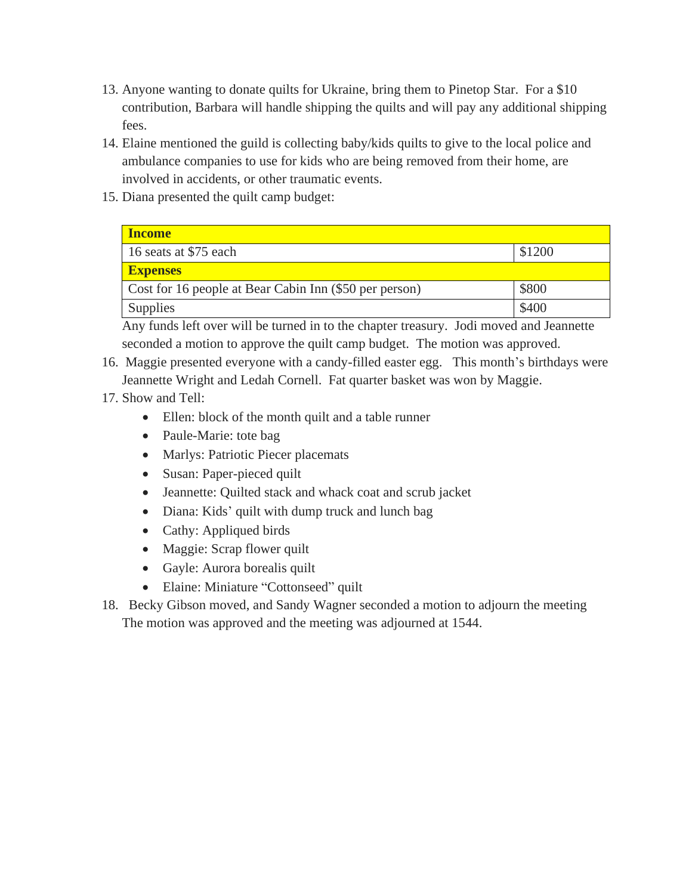13. Anyone wanting to donate quilts for Ukraine, bring them to Pinetop Star. For a $10 contribution, Barbara will handle shipping the quilts and will pay any additional shipping fees.
14. Elaine mentioned the guild is collecting baby/kids quilts to give to the local police and ambulance companies to use for kids who are being removed from their home, are involved in accidents, or other traumatic events.
15. Diana presented the quilt camp budget:

| | |
|---|---|
| **Income** | |
| 16 seats at $75 each | $1200 |
| **Expenses** | |
| Cost for 16 people at Bear Cabin Inn ($50 per person) | $800 |
| Supplies | $400 |

Any funds left over will be turned in to the chapter treasury. Jodi moved and Jeannette seconded a motion to approve the quilt camp budget. The motion was approved.

16. Maggie presented everyone with a candy-filled easter egg. This month's birthdays were Jeannette Wright and Ledah Cornell. Fat quarter basket was won by Maggie.
17. Show and Tell:
    - Ellen: block of the month quilt and a table runner
    - Paule-Marie: tote bag
    - Marlys: Patriotic Piecer placemats
    - Susan: Paper-pieced quilt
    - Jeannette: Quilted stack and whack coat and scrub jacket
    - Diana: Kids' quilt with dump truck and lunch bag
    - Cathy: Appliqued birds
    - Maggie: Scrap flower quilt
    - Gayle: Aurora borealis quilt
    - Elaine: Miniature "Cottonseed" quilt
18. Becky Gibson moved, and Sandy Wagner seconded a motion to adjourn the meeting The motion was approved and the meeting was adjourned at 1544.